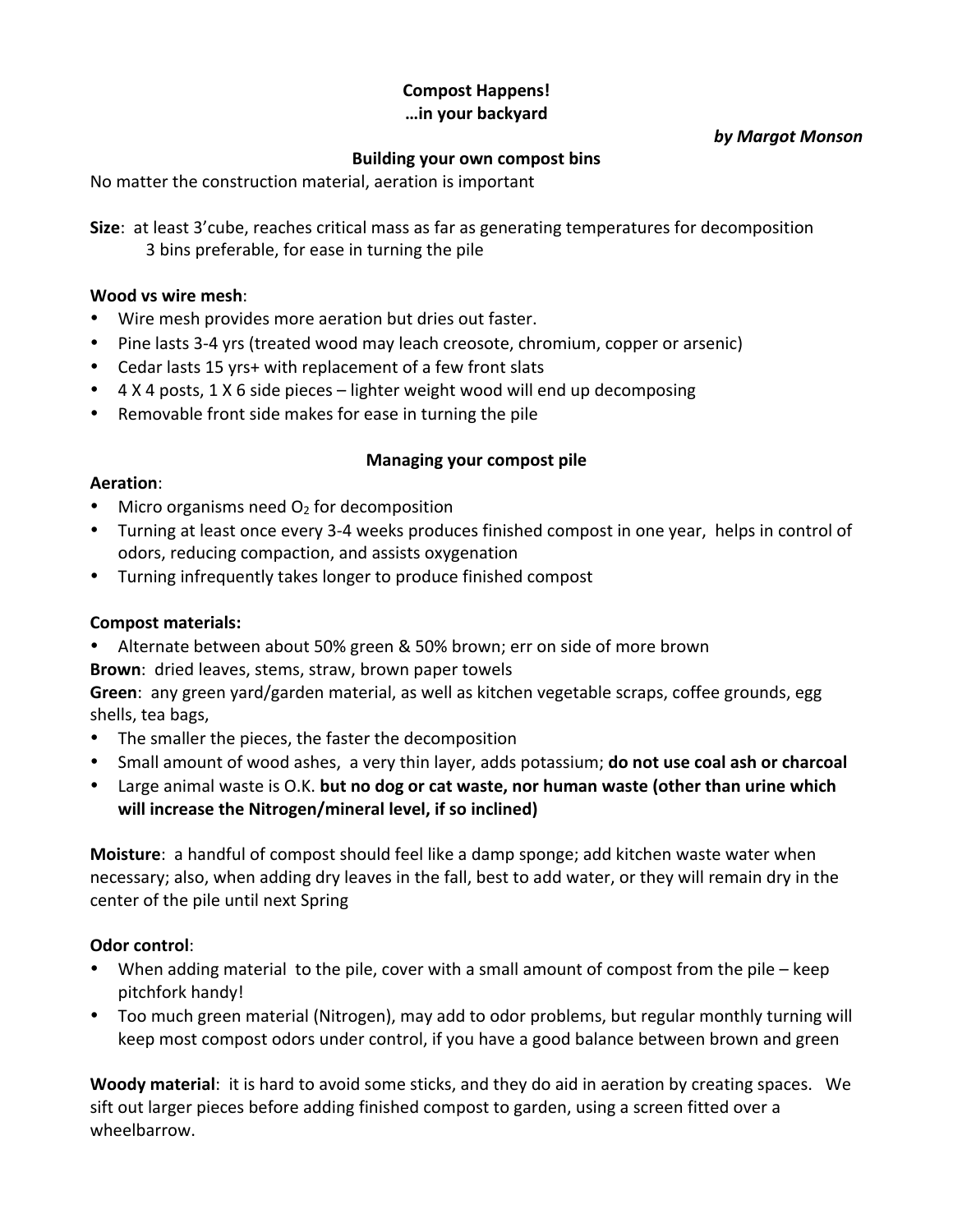# Compost Happens!
## …in your backyard

***by Margot Monson***

### Building your own compost bins

No matter the construction material, aeration is important

**Size**: at least 3'cube, reaches critical mass as far as generating temperatures for decomposition
3 bins preferable, for ease in turning the pile

**Wood vs wire mesh**:

- Wire mesh provides more aeration but dries out faster.
- Pine lasts 3-4 yrs (treated wood may leach creosote, chromium, copper or arsenic)
- Cedar lasts 15 yrs+ with replacement of a few front slats
- 4 X 4 posts, 1 X 6 side pieces – lighter weight wood will end up decomposing
- Removable front side makes for ease in turning the pile

### Managing your compost pile

**Aeration**:

- Micro organisms need $O_2$ for decomposition
- Turning at least once every 3-4 weeks produces finished compost in one year, helps in control of odors, reducing compaction, and assists oxygenation
- Turning infrequently takes longer to produce finished compost

**Compost materials:**

- Alternate between about 50% green & 50% brown; err on side of more brown

**Brown**: dried leaves, stems, straw, brown paper towels
**Green**: any green yard/garden material, as well as kitchen vegetable scraps, coffee grounds, egg shells, tea bags,

- The smaller the pieces, the faster the decomposition
- Small amount of wood ashes, a very thin layer, adds potassium; **do not use coal ash or charcoal**
- Large animal waste is O.K. **but no dog or cat waste, nor human waste (other than urine which will increase the Nitrogen/mineral level, if so inclined)**

**Moisture**: a handful of compost should feel like a damp sponge; add kitchen waste water when necessary; also, when adding dry leaves in the fall, best to add water, or they will remain dry in the center of the pile until next Spring

**Odor control**:

- When adding material to the pile, cover with a small amount of compost from the pile – keep pitchfork handy!
- Too much green material (Nitrogen), may add to odor problems, but regular monthly turning will keep most compost odors under control, if you have a good balance between brown and green

**Woody material**: it is hard to avoid some sticks, and they do aid in aeration by creating spaces. We sift out larger pieces before adding finished compost to garden, using a screen fitted over a wheelbarrow.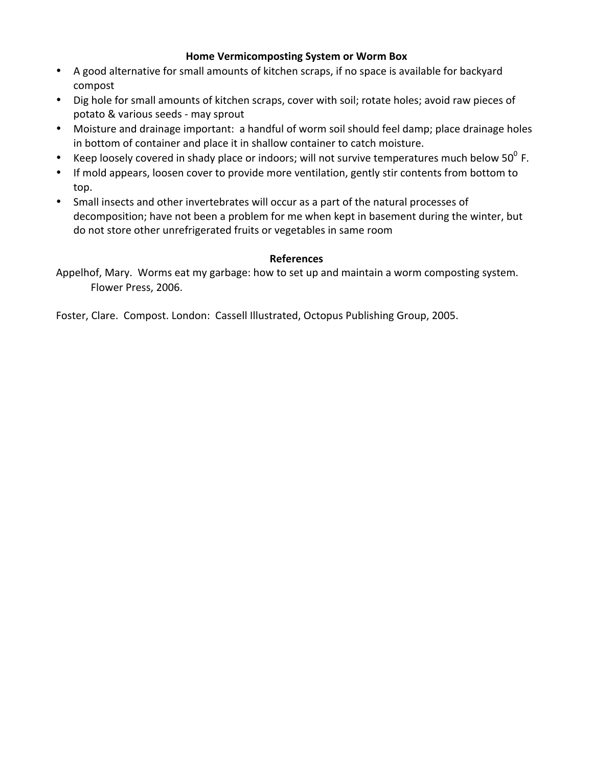**Home Vermicomposting System or Worm Box**

- A good alternative for small amounts of kitchen scraps, if no space is available for backyard compost
- Dig hole for small amounts of kitchen scraps, cover with soil; rotate holes; avoid raw pieces of potato & various seeds - may sprout
- Moisture and drainage important: a handful of worm soil should feel damp; place drainage holes in bottom of container and place it in shallow container to catch moisture.
- Keep loosely covered in shady place or indoors; will not survive temperatures much below $50^0$ F.
- If mold appears, loosen cover to provide more ventilation, gently stir contents from bottom to top.
- Small insects and other invertebrates will occur as a part of the natural processes of decomposition; have not been a problem for me when kept in basement during the winter, but do not store other unrefrigerated fruits or vegetables in same room

**References**

Appelhof, Mary. Worms eat my garbage: how to set up and maintain a worm composting system. Flower Press, 2006.

Foster, Clare. Compost. London: Cassell Illustrated, Octopus Publishing Group, 2005.